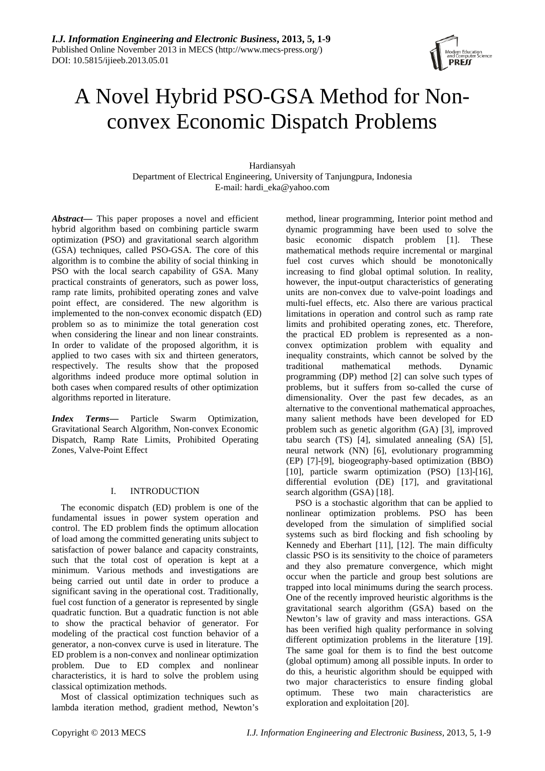# A Novel Hybrid PSO-GSA Method for Non-convex Economic Dispatch Problems

Hardiansyah
Department of Electrical Engineering, University of Tanjungpura, Indonesia
E-mail: hardi_eka@yahoo.com

***Abstract*—** This paper proposes a novel and efficient hybrid algorithm based on combining particle swarm optimization (PSO) and gravitational search algorithm (GSA) techniques, called PSO-GSA. The core of this algorithm is to combine the ability of social thinking in PSO with the local search capability of GSA. Many practical constraints of generators, such as power loss, ramp rate limits, prohibited operating zones and valve point effect, are considered. The new algorithm is implemented to the non-convex economic dispatch (ED) problem so as to minimize the total generation cost when considering the linear and non linear constraints. In order to validate of the proposed algorithm, it is applied to two cases with six and thirteen generators, respectively. The results show that the proposed algorithms indeed produce more optimal solution in both cases when compared results of other optimization algorithms reported in literature.

***Index Terms*—** Particle Swarm Optimization, Gravitational Search Algorithm, Non-convex Economic Dispatch, Ramp Rate Limits, Prohibited Operating Zones, Valve-Point Effect

## I. INTRODUCTION

The economic dispatch (ED) problem is one of the fundamental issues in power system operation and control. The ED problem finds the optimum allocation of load among the committed generating units subject to satisfaction of power balance and capacity constraints, such that the total cost of operation is kept at a minimum. Various methods and investigations are being carried out until date in order to produce a significant saving in the operational cost. Traditionally, fuel cost function of a generator is represented by single quadratic function. But a quadratic function is not able to show the practical behavior of generator. For modeling of the practical cost function behavior of a generator, a non-convex curve is used in literature. The ED problem is a non-convex and nonlinear optimization problem. Due to ED complex and nonlinear characteristics, it is hard to solve the problem using classical optimization methods.

Most of classical optimization techniques such as lambda iteration method, gradient method, Newton's method, linear programming, Interior point method and dynamic programming have been used to solve the basic economic dispatch problem [1]. These mathematical methods require incremental or marginal fuel cost curves which should be monotonically increasing to find global optimal solution. In reality, however, the input-output characteristics of generating units are non-convex due to valve-point loadings and multi-fuel effects, etc. Also there are various practical limitations in operation and control such as ramp rate limits and prohibited operating zones, etc. Therefore, the practical ED problem is represented as a non-convex optimization problem with equality and inequality constraints, which cannot be solved by the traditional mathematical methods. Dynamic programming (DP) method [2] can solve such types of problems, but it suffers from so-called the curse of dimensionality. Over the past few decades, as an alternative to the conventional mathematical approaches, many salient methods have been developed for ED problem such as genetic algorithm (GA) [3], improved tabu search (TS) [4], simulated annealing (SA) [5], neural network (NN) [6], evolutionary programming (EP) [7]-[9], biogeography-based optimization (BBO) [10], particle swarm optimization (PSO) [13]-[16], differential evolution (DE) [17], and gravitational search algorithm (GSA) [18].

PSO is a stochastic algorithm that can be applied to nonlinear optimization problems. PSO has been developed from the simulation of simplified social systems such as bird flocking and fish schooling by Kennedy and Eberhart [11], [12]. The main difficulty classic PSO is its sensitivity to the choice of parameters and they also premature convergence, which might occur when the particle and group best solutions are trapped into local minimums during the search process. One of the recently improved heuristic algorithms is the gravitational search algorithm (GSA) based on the Newton's law of gravity and mass interactions. GSA has been verified high quality performance in solving different optimization problems in the literature [19]. The same goal for them is to find the best outcome (global optimum) among all possible inputs. In order to do this, a heuristic algorithm should be equipped with two major characteristics to ensure finding global optimum. These two main characteristics are exploration and exploitation [20].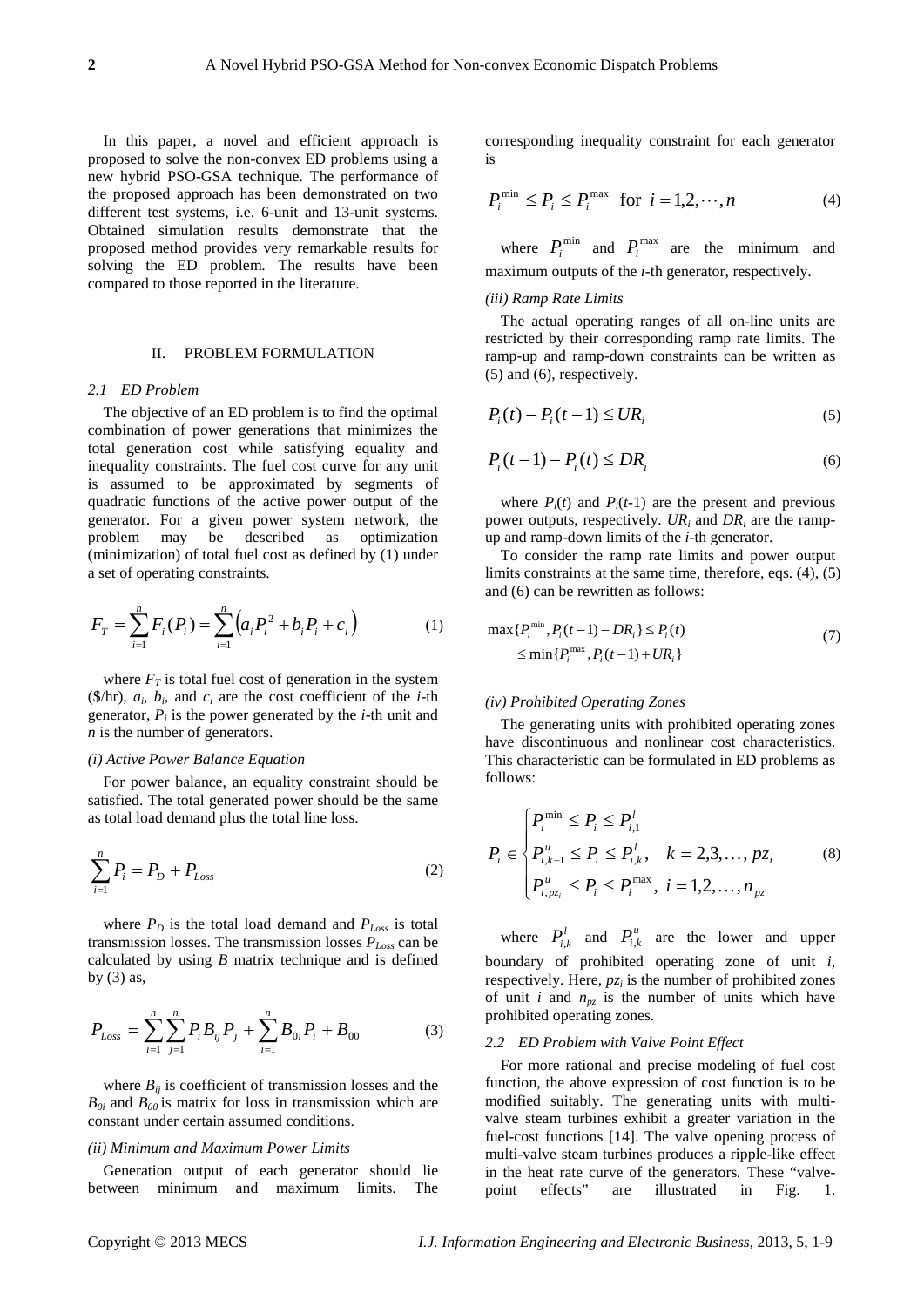In this paper, a novel and efficient approach is proposed to solve the non-convex ED problems using a new hybrid PSO-GSA technique. The performance of the proposed approach has been demonstrated on two different test systems, i.e. 6-unit and 13-unit systems. Obtained simulation results demonstrate that the proposed method provides very remarkable results for solving the ED problem. The results have been compared to those reported in the literature.

## II. PROBLEM FORMULATION

### *2.1 ED Problem*

The objective of an ED problem is to find the optimal combination of power generations that minimizes the total generation cost while satisfying equality and inequality constraints. The fuel cost curve for any unit is assumed to be approximated by segments of quadratic functions of the active power output of the generator. For a given power system network, the problem may be described as optimization (minimization) of total fuel cost as defined by (1) under a set of operating constraints.

$$F_T = \sum_{i=1}^{n} F_i(P_i) = \sum_{i=1}^{n} \left( a_i P_i^2 + b_i P_i + c_i \right) \tag{1}$$

where $F_T$ is total fuel cost of generation in the system (\$/hr), $a_i$, $b_i$, and $c_i$ are the cost coefficient of the $i$-th generator, $P_i$ is the power generated by the $i$-th unit and $n$ is the number of generators.

*(i) Active Power Balance Equation*

For power balance, an equality constraint should be satisfied. The total generated power should be the same as total load demand plus the total line loss.

$$\sum_{i=1}^{n} P_i = P_D + P_{Loss} \tag{2}$$

where $P_D$ is the total load demand and $P_{Loss}$ is total transmission losses. The transmission losses $P_{Loss}$ can be calculated by using $B$ matrix technique and is defined by (3) as,

$$P_{Loss} = \sum_{i=1}^{n} \sum_{j=1}^{n} P_i B_{ij} P_j + \sum_{i=1}^{n} B_{0i} P_i + B_{00} \tag{3}$$

where $B_{ij}$ is coefficient of transmission losses and the $B_{0i}$ and $B_{00}$ is matrix for loss in transmission which are constant under certain assumed conditions.

*(ii) Minimum and Maximum Power Limits*

Generation output of each generator should lie between minimum and maximum limits. The corresponding inequality constraint for each generator is

$$P_i^{\min} \le P_i \le P_i^{\max} \quad \text{for } i = 1, 2, \cdots, n \tag{4}$$

where $P_i^{\min}$ and $P_i^{\max}$ are the minimum and maximum outputs of the $i$-th generator, respectively.

*(iii) Ramp Rate Limits*

The actual operating ranges of all on-line units are restricted by their corresponding ramp rate limits. The ramp-up and ramp-down constraints can be written as (5) and (6), respectively.

$$P_i(t) - P_i(t-1) \le UR_i \tag{5}$$

$$P_i(t-1) - P_i(t) \le DR_i \tag{6}$$

where $P_i(t)$ and $P_i(t$-1) are the present and previous power outputs, respectively. $UR_i$ and $DR_i$ are the ramp-up and ramp-down limits of the $i$-th generator.

To consider the ramp rate limits and power output limits constraints at the same time, therefore, eqs. (4), (5) and (6) can be rewritten as follows:

$$\max\{P_i^{\min}, P_i(t-1) - DR_i\} \le P_i(t) \le \min\{P_i^{\max}, P_i(t-1) + UR_i\} \tag{7}$$

*(iv) Prohibited Operating Zones*

The generating units with prohibited operating zones have discontinuous and nonlinear cost characteristics. This characteristic can be formulated in ED problems as follows:

$$P_i \in \begin{cases} P_i^{\min} \le P_i \le P_{i,1}^{l} \\ P_{i,k-1}^{u} \le P_i \le P_{i,k}^{l}, \quad k = 2, 3, \ldots, pz_i \\ P_{i,pz_i}^{u} \le P_i \le P_i^{\max}, \ i = 1, 2, \ldots, n_{pz} \end{cases} \tag{8}$$

where $P_{i,k}^{l}$ and $P_{i,k}^{u}$ are the lower and upper boundary of prohibited operating zone of unit $i$, respectively. Here, $pz_i$ is the number of prohibited zones of unit $i$ and $n_{pz}$ is the number of units which have prohibited operating zones.

### *2.2 ED Problem with Valve Point Effect*

For more rational and precise modeling of fuel cost function, the above expression of cost function is to be modified suitably. The generating units with multi-valve steam turbines exhibit a greater variation in the fuel-cost functions [14]. The valve opening process of multi-valve steam turbines produces a ripple-like effect in the heat rate curve of the generators. These "valve-point effects" are illustrated in Fig. 1.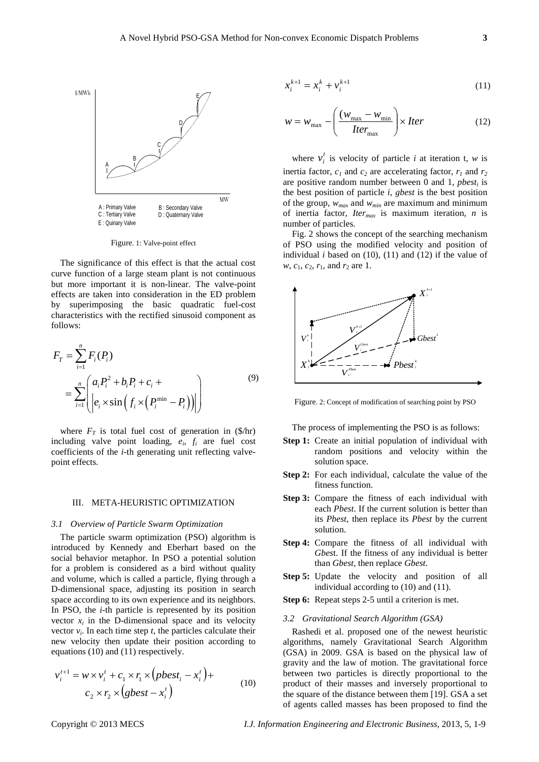Figure. 1: Valve-point effect

The significance of this effect is that the actual cost curve function of a large steam plant is not continuous but more important it is non-linear. The valve-point effects are taken into consideration in the ED problem by superimposing the basic quadratic fuel-cost characteristics with the rectified sinusoid component as follows:

$$F_T = \sum_{i=1}^{n} F_i(P_i) = \sum_{i=1}^{n} \left( \begin{array}{l} a_i P_i^2 + b_i P_i + c_i + \\ \left| e_i \times \sin\left( f_i \times \left( P_i^{\min} - P_i \right) \right) \right| \end{array} \right) \tag{9}$$

where $F_T$ is total fuel cost of generation in (\$/hr) including valve point loading, $e_i$, $f_i$ are fuel cost coefficients of the $i$-th generating unit reflecting valve-point effects.

## III. META-HEURISTIC OPTIMIZATION

### *3.1 Overview of Particle Swarm Optimization*

The particle swarm optimization (PSO) algorithm is introduced by Kennedy and Eberhart based on the social behavior metaphor. In PSO a potential solution for a problem is considered as a bird without quality and volume, which is called a particle, flying through a D-dimensional space, adjusting its position in search space according to its own experience and its neighbors. In PSO, the $i$-th particle is represented by its position vector $x_i$ in the D-dimensional space and its velocity vector $v_i$. In each time step $t$, the particles calculate their new velocity then update their position according to equations (10) and (11) respectively.

$$v_i^{t+1} = w \times v_i^t + c_1 \times r_1 \times \left( pbest_i - x_i^t \right) + c_2 \times r_2 \times \left( gbest - x_i^t \right) \tag{10}$$

$$x_i^{k+1} = x_i^k + v_i^{k+1} \tag{11}$$

$$w = w_{\max} - \left( \frac{(w_{\max} - w_{\min})}{Iter_{\max}} \right) \times Iter \tag{12}$$

where $v_i^t$ is velocity of particle $i$ at iteration t, $w$ is inertia factor, $c_1$ and $c_2$ are accelerating factor, $r_1$ and $r_2$ are positive random number between 0 and 1, $pbest_i$ is the best position of particle $i$, $gbest$ is the best position of the group, $w_{max}$ and $w_{min}$ are maximum and minimum of inertia factor, $Iter_{max}$ is maximum iteration, $n$ is number of particles.

Fig. 2 shows the concept of the searching mechanism of PSO using the modified velocity and position of individual $i$ based on (10), (11) and (12) if the value of $w$, $c_1$, $c_2$, $r_1$, and $r_2$ are 1.

Figure. 2: Concept of modification of searching point by PSO

The process of implementing the PSO is as follows:

- **Step 1:** Create an initial population of individual with random positions and velocity within the solution space.
- **Step 2:** For each individual, calculate the value of the fitness function.
- **Step 3:** Compare the fitness of each individual with each *Pbest*. If the current solution is better than its *Pbest*, then replace its *Pbest* by the current solution.
- **Step 4:** Compare the fitness of all individual with *Gbest*. If the fitness of any individual is better than *Gbest*, then replace *Gbest*.
- **Step 5:** Update the velocity and position of all individual according to (10) and (11).
- **Step 6:** Repeat steps 2-5 until a criterion is met.

### *3.2 Gravitational Search Algorithm (GSA)*

Rashedi et al. proposed one of the newest heuristic algorithms, namely Gravitational Search Algorithm (GSA) in 2009. GSA is based on the physical law of gravity and the law of motion. The gravitational force between two particles is directly proportional to the product of their masses and inversely proportional to the square of the distance between them [19]. GSA a set of agents called masses has been proposed to find the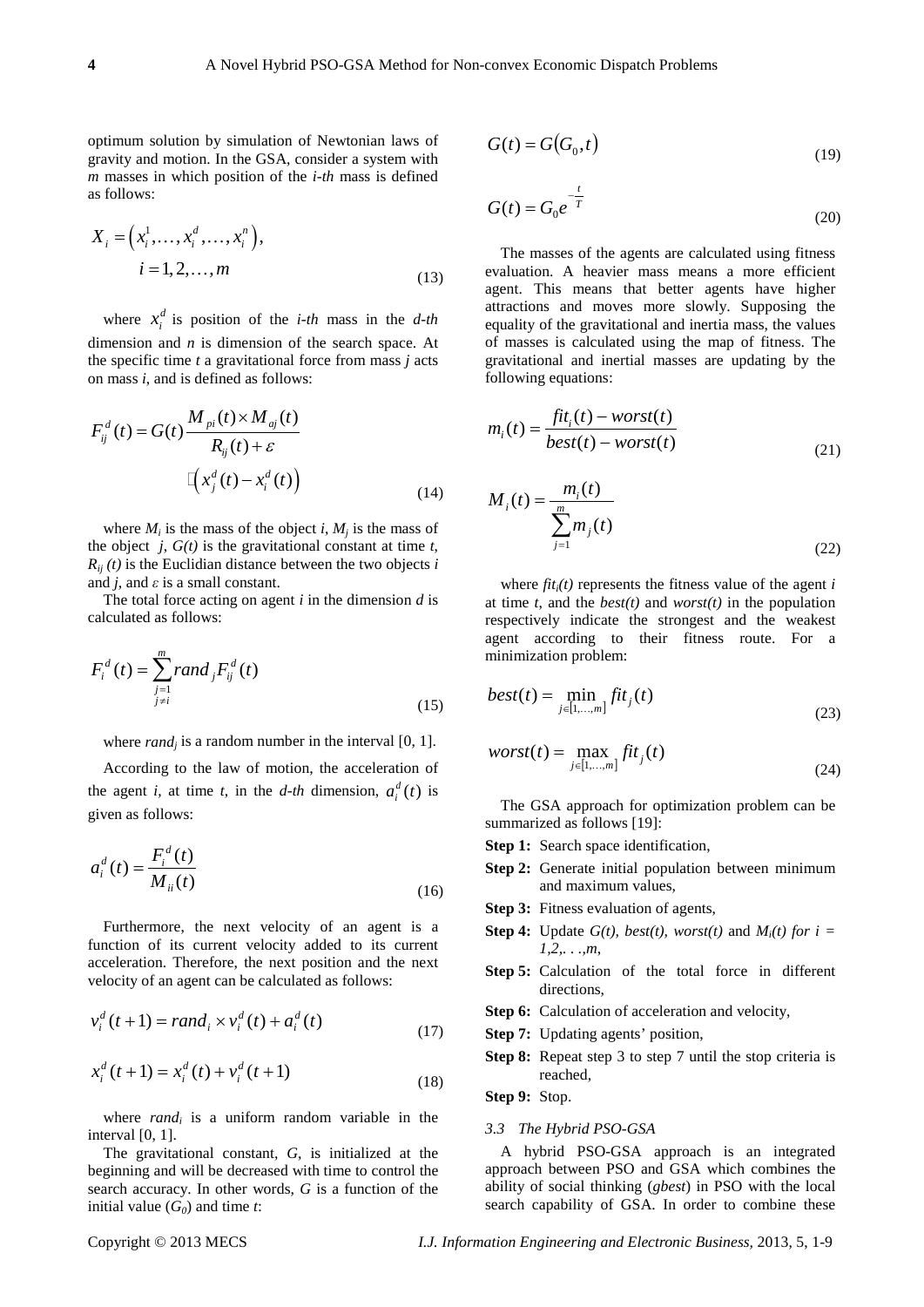optimum solution by simulation of Newtonian laws of gravity and motion. In the GSA, consider a system with *m* masses in which position of the *i-th* mass is defined as follows:

$$X_i = \left(x_i^1, \ldots, x_i^d, \ldots, x_i^n\right),\quad i = 1, 2, \ldots, m \tag{13}$$

where $x_i^d$ is position of the *i-th* mass in the *d-th* dimension and *n* is dimension of the search space. At the specific time *t* a gravitational force from mass *j* acts on mass *i*, and is defined as follows:

$$F_{ij}^d(t) = G(t)\frac{M_{pi}(t) \times M_{aj}(t)}{R_{ij}(t) + \varepsilon} \left(x_j^d(t) - x_i^d(t)\right) \tag{14}$$

where $M_i$ is the mass of the object *i*, $M_j$ is the mass of the object *j*, $G(t)$ is the gravitational constant at time *t*, $R_{ij}(t)$ is the Euclidian distance between the two objects *i* and *j*, and $\varepsilon$ is a small constant.

The total force acting on agent *i* in the dimension *d* is calculated as follows:

$$F_i^d(t) = \sum_{\substack{j=1 \\ j \neq i}}^{m} rand_j F_{ij}^d(t) \tag{15}$$

where $rand_j$ is a random number in the interval [0, 1].

According to the law of motion, the acceleration of the agent *i*, at time *t*, in the *d-th* dimension, $a_i^d(t)$ is given as follows:

$$a_i^d(t) = \frac{F_i^d(t)}{M_{ii}(t)} \tag{16}$$

Furthermore, the next velocity of an agent is a function of its current velocity added to its current acceleration. Therefore, the next position and the next velocity of an agent can be calculated as follows:

$$v_i^d(t+1) = rand_i \times v_i^d(t) + a_i^d(t) \tag{17}$$

$$x_i^d(t+1) = x_i^d(t) + v_i^d(t+1) \tag{18}$$

where $rand_i$ is a uniform random variable in the interval [0, 1].

The gravitational constant, *G*, is initialized at the beginning and will be decreased with time to control the search accuracy. In other words, *G* is a function of the initial value ($G_0$) and time *t*:

$$G(t) = G(G_0, t) \tag{19}$$

$$G(t) = G_0 e^{-\frac{t}{T}} \tag{20}$$

The masses of the agents are calculated using fitness evaluation. A heavier mass means a more efficient agent. This means that better agents have higher attractions and moves more slowly. Supposing the equality of the gravitational and inertia mass, the values of masses is calculated using the map of fitness. The gravitational and inertial masses are updating by the following equations:

$$m_i(t) = \frac{fit_i(t) - worst(t)}{best(t) - worst(t)} \tag{21}$$

$$M_i(t) = \frac{m_i(t)}{\sum_{j=1}^{m} m_j(t)} \tag{22}$$

where $fit_i(t)$ represents the fitness value of the agent *i* at time *t*, and the *best(t)* and *worst(t)* in the population respectively indicate the strongest and the weakest agent according to their fitness route. For a minimization problem:

$$best(t) = \min_{j \in [1, \ldots, m]} fit_j(t) \tag{23}$$

$$worst(t) = \max_{j \in [1, \ldots, m]} fit_j(t) \tag{24}$$

The GSA approach for optimization problem can be summarized as follows [19]:

**Step 1:** Search space identification,

**Step 2:** Generate initial population between minimum and maximum values,

**Step 3:** Fitness evaluation of agents,

**Step 4:** Update *G(t), best(t), worst(t)* and $M_i(t)$ *for* $i = 1, 2, \ldots, m$,

**Step 5:** Calculation of the total force in different directions,

**Step 6:** Calculation of acceleration and velocity,

**Step 7:** Updating agents' position,

**Step 8:** Repeat step 3 to step 7 until the stop criteria is reached,

**Step 9:** Stop.

### 3.3 The Hybrid PSO-GSA

A hybrid PSO-GSA approach is an integrated approach between PSO and GSA which combines the ability of social thinking (*gbest*) in PSO with the local search capability of GSA. In order to combine these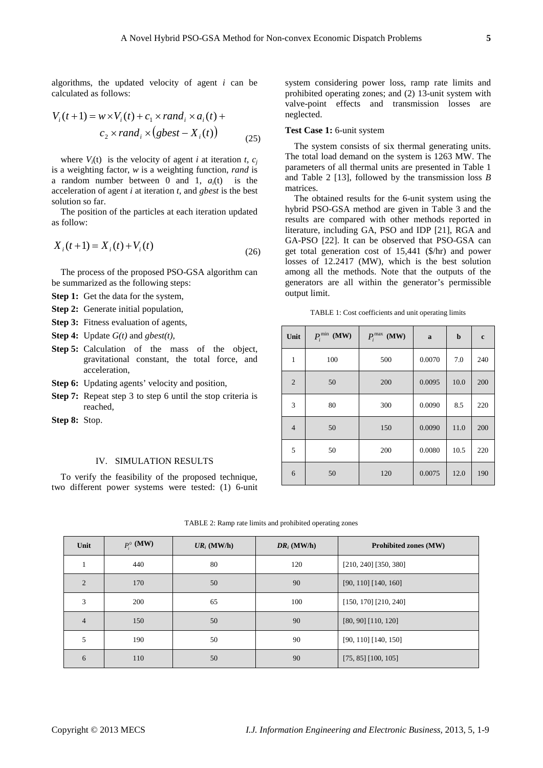algorithms, the updated velocity of agent *i* can be calculated as follows:

$$V_i(t+1) = w \times V_i(t) + c_1 \times rand_i \times a_i(t) + c_2 \times rand_i \times (gbest - X_i(t)) \tag{25}$$

where $V_i(t)$ is the velocity of agent *i* at iteration *t*, $c_j$ is a weighting factor, *w* is a weighting function, *rand* is a random number between 0 and 1, $a_i(t)$ is the acceleration of agent *i* at iteration *t*, and *gbest* is the best solution so far.

The position of the particles at each iteration updated as follow:

$$X_i(t+1) = X_i(t) + V_i(t) \tag{26}$$

The process of the proposed PSO-GSA algorithm can be summarized as the following steps:

**Step 1:** Get the data for the system,

**Step 2:** Generate initial population,

**Step 3:** Fitness evaluation of agents,

**Step 4:** Update *G(t)* and *gbest(t)*,

**Step 5:** Calculation of the mass of the object, gravitational constant, the total force, and acceleration,

**Step 6:** Updating agents' velocity and position,

**Step 7:** Repeat step 3 to step 6 until the stop criteria is reached,

**Step 8:** Stop.

## IV. SIMULATION RESULTS

To verify the feasibility of the proposed technique, two different power systems were tested: (1) 6-unit system considering power loss, ramp rate limits and prohibited operating zones; and (2) 13-unit system with valve-point effects and transmission losses are neglected.

**Test Case 1:** 6-unit system

The system consists of six thermal generating units. The total load demand on the system is 1263 MW. The parameters of all thermal units are presented in Table 1 and Table 2 [13], followed by the transmission loss *B* matrices.

The obtained results for the 6-unit system using the hybrid PSO-GSA method are given in Table 3 and the results are compared with other methods reported in literature, including GA, PSO and IDP [21], RGA and GA-PSO [22]. It can be observed that PSO-GSA can get total generation cost of 15,441 ($/hr) and power losses of 12.2417 (MW), which is the best solution among all the methods. Note that the outputs of the generators are all within the generator's permissible output limit.

TABLE 1: Cost coefficients and unit operating limits

| Unit | $P_i^{min}$ (MW) | $P_i^{max}$ (MW) | a | b | c |
|---|---|---|---|---|---|
| 1 | 100 | 500 | 0.0070 | 7.0 | 240 |
| 2 | 50 | 200 | 0.0095 | 10.0 | 200 |
| 3 | 80 | 300 | 0.0090 | 8.5 | 220 |
| 4 | 50 | 150 | 0.0090 | 11.0 | 200 |
| 5 | 50 | 200 | 0.0080 | 10.5 | 220 |
| 6 | 50 | 120 | 0.0075 | 12.0 | 190 |

TABLE 2: Ramp rate limits and prohibited operating zones

| Unit | $P_i^0$ (MW) | $UR_i$ (MW/h) | $DR_i$ (MW/h) | Prohibited zones (MW) |
|---|---|---|---|---|
| 1 | 440 | 80 | 120 | [210, 240] [350, 380] |
| 2 | 170 | 50 | 90 | [90, 110] [140, 160] |
| 3 | 200 | 65 | 100 | [150, 170] [210, 240] |
| 4 | 150 | 50 | 90 | [80, 90] [110, 120] |
| 5 | 190 | 50 | 90 | [90, 110] [140, 150] |
| 6 | 110 | 50 | 90 | [75, 85] [100, 105] |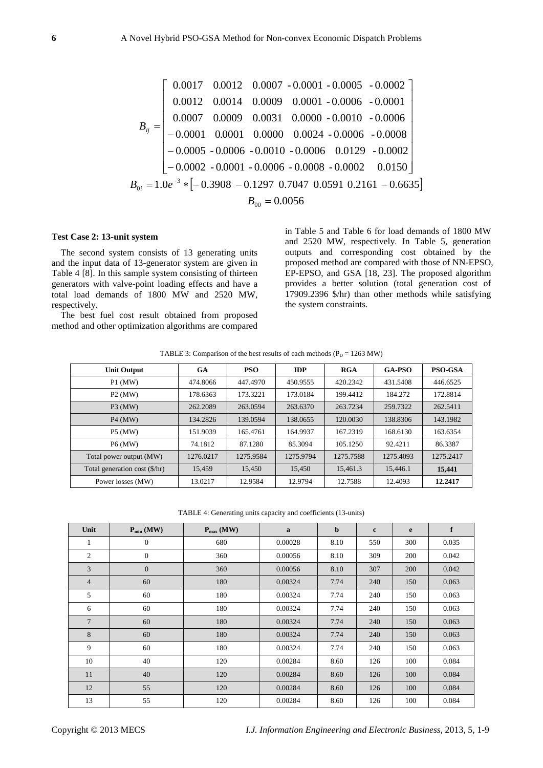$$B_{ij} = \begin{bmatrix} 0.0017 & 0.0012 & 0.0007 & -0.0001 & -0.0005 & -0.0002 \\ 0.0012 & 0.0014 & 0.0009 & 0.0001 & -0.0006 & -0.0001 \\ 0.0007 & 0.0009 & 0.0031 & 0.0000 & -0.0010 & -0.0006 \\ -0.0001 & 0.0001 & 0.0000 & 0.0024 & -0.0006 & -0.0008 \\ -0.0005 & -0.0006 & -0.0010 & -0.0006 & 0.0129 & -0.0002 \\ -0.0002 & -0.0001 & -0.0006 & -0.0008 & -0.0002 & 0.0150 \end{bmatrix}$$

$$B_{0i} = 1.0e^{-3} * \left[-0.3908 \ -0.1297 \ 0.7047 \ 0.0591 \ 0.2161 \ -0.6635\right]$$

$$B_{00} = 0.0056$$

**Test Case 2: 13-unit system**

The second system consists of 13 generating units and the input data of 13-generator system are given in Table 4 [8]. In this sample system consisting of thirteen generators with valve-point loading effects and have a total load demands of 1800 MW and 2520 MW, respectively.

The best fuel cost result obtained from proposed method and other optimization algorithms are compared in Table 5 and Table 6 for load demands of 1800 MW and 2520 MW, respectively. In Table 5, generation outputs and corresponding cost obtained by the proposed method are compared with those of NN-EPSO, EP-EPSO, and GSA [18, 23]. The proposed algorithm provides a better solution (total generation cost of 17909.2396 $/hr) than other methods while satisfying the system constraints.

TABLE 3: Comparison of the best results of each methods ($P_D$ = 1263 MW)

| Unit Output | GA | PSO | IDP | RGA | GA-PSO | PSO-GSA |
|---|---|---|---|---|---|---|
| P1 (MW) | 474.8066 | 447.4970 | 450.9555 | 420.2342 | 431.5408 | 446.6525 |
| P2 (MW) | 178.6363 | 173.3221 | 173.0184 | 199.4412 | 184.272 | 172.8814 |
| P3 (MW) | 262.2089 | 263.0594 | 263.6370 | 263.7234 | 259.7322 | 262.5411 |
| P4 (MW) | 134.2826 | 139.0594 | 138.0655 | 120.0030 | 138.8306 | 143.1982 |
| P5 (MW) | 151.9039 | 165.4761 | 164.9937 | 167.2319 | 168.6130 | 163.6354 |
| P6 (MW) | 74.1812 | 87.1280 | 85.3094 | 105.1250 | 92.4211 | 86.3387 |
| Total power output (MW) | 1276.0217 | 1275.9584 | 1275.9794 | 1275.7588 | 1275.4093 | 1275.2417 |
| Total generation cost ($/hr) | 15,459 | 15,450 | 15,450 | 15,461.3 | 15,446.1 | **15,441** |
| Power losses (MW) | 13.0217 | 12.9584 | 12.9794 | 12.7588 | 12.4093 | **12.2417** |

TABLE 4: Generating units capacity and coefficients (13-units)

| Unit | $P_{min}$ (MW) | $P_{max}$ (MW) | a | b | c | e | f |
|---|---|---|---|---|---|---|---|
| 1 | 0 | 680 | 0.00028 | 8.10 | 550 | 300 | 0.035 |
| 2 | 0 | 360 | 0.00056 | 8.10 | 309 | 200 | 0.042 |
| 3 | 0 | 360 | 0.00056 | 8.10 | 307 | 200 | 0.042 |
| 4 | 60 | 180 | 0.00324 | 7.74 | 240 | 150 | 0.063 |
| 5 | 60 | 180 | 0.00324 | 7.74 | 240 | 150 | 0.063 |
| 6 | 60 | 180 | 0.00324 | 7.74 | 240 | 150 | 0.063 |
| 7 | 60 | 180 | 0.00324 | 7.74 | 240 | 150 | 0.063 |
| 8 | 60 | 180 | 0.00324 | 7.74 | 240 | 150 | 0.063 |
| 9 | 60 | 180 | 0.00324 | 7.74 | 240 | 150 | 0.063 |
| 10 | 40 | 120 | 0.00284 | 8.60 | 126 | 100 | 0.084 |
| 11 | 40 | 120 | 0.00284 | 8.60 | 126 | 100 | 0.084 |
| 12 | 55 | 120 | 0.00284 | 8.60 | 126 | 100 | 0.084 |
| 13 | 55 | 120 | 0.00284 | 8.60 | 126 | 100 | 0.084 |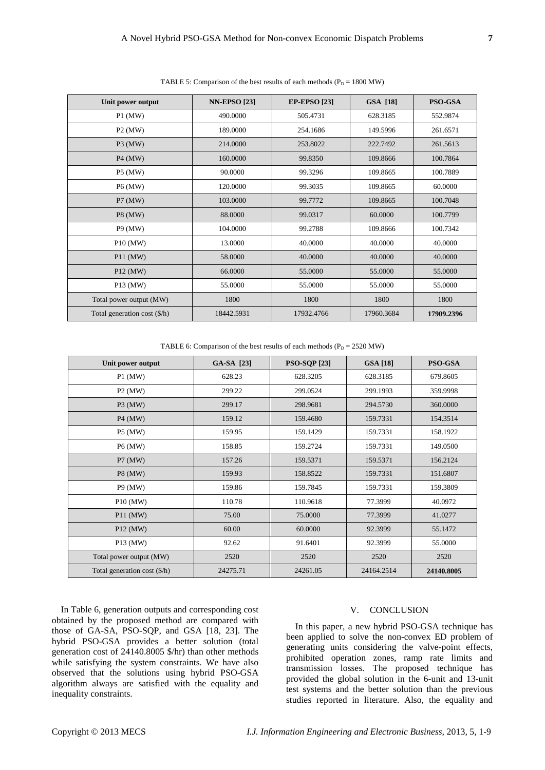TABLE 5: Comparison of the best results of each methods ($P_D$ = 1800 MW)

| Unit power output | NN-EPSO [23] | EP-EPSO [23] | GSA [18] | PSO-GSA |
|---|---|---|---|---|
| P1 (MW) | 490.0000 | 505.4731 | 628.3185 | 552.9874 |
| P2 (MW) | 189.0000 | 254.1686 | 149.5996 | 261.6571 |
| P3 (MW) | 214.0000 | 253.8022 | 222.7492 | 261.5613 |
| P4 (MW) | 160.0000 | 99.8350 | 109.8666 | 100.7864 |
| P5 (MW) | 90.0000 | 99.3296 | 109.8665 | 100.7889 |
| P6 (MW) | 120.0000 | 99.3035 | 109.8665 | 60.0000 |
| P7 (MW) | 103.0000 | 99.7772 | 109.8665 | 100.7048 |
| P8 (MW) | 88.0000 | 99.0317 | 60.0000 | 100.7799 |
| P9 (MW) | 104.0000 | 99.2788 | 109.8666 | 100.7342 |
| P10 (MW) | 13.0000 | 40.0000 | 40.0000 | 40.0000 |
| P11 (MW) | 58.0000 | 40.0000 | 40.0000 | 40.0000 |
| P12 (MW) | 66.0000 | 55.0000 | 55.0000 | 55.0000 |
| P13 (MW) | 55.0000 | 55.0000 | 55.0000 | 55.0000 |
| Total power output (MW) | 1800 | 1800 | 1800 | 1800 |
| Total generation cost ($/h) | 18442.5931 | 17932.4766 | 17960.3684 | **17909.2396** |

TABLE 6: Comparison of the best results of each methods ($P_D$ = 2520 MW)

| Unit power output | GA-SA [23] | PSO-SQP [23] | GSA [18] | PSO-GSA |
|---|---|---|---|---|
| P1 (MW) | 628.23 | 628.3205 | 628.3185 | 679.8605 |
| P2 (MW) | 299.22 | 299.0524 | 299.1993 | 359.9998 |
| P3 (MW) | 299.17 | 298.9681 | 294.5730 | 360.0000 |
| P4 (MW) | 159.12 | 159.4680 | 159.7331 | 154.3514 |
| P5 (MW) | 159.95 | 159.1429 | 159.7331 | 158.1922 |
| P6 (MW) | 158.85 | 159.2724 | 159.7331 | 149.0500 |
| P7 (MW) | 157.26 | 159.5371 | 159.5371 | 156.2124 |
| P8 (MW) | 159.93 | 158.8522 | 159.7331 | 151.6807 |
| P9 (MW) | 159.86 | 159.7845 | 159.7331 | 159.3809 |
| P10 (MW) | 110.78 | 110.9618 | 77.3999 | 40.0972 |
| P11 (MW) | 75.00 | 75.0000 | 77.3999 | 41.0277 |
| P12 (MW) | 60.00 | 60.0000 | 92.3999 | 55.1472 |
| P13 (MW) | 92.62 | 91.6401 | 92.3999 | 55.0000 |
| Total power output (MW) | 2520 | 2520 | 2520 | 2520 |
| Total generation cost ($/h) | 24275.71 | 24261.05 | 24164.2514 | **24140.8005** |

In Table 6, generation outputs and corresponding cost obtained by the proposed method are compared with those of GA-SA, PSO-SQP, and GSA [18, 23]. The hybrid PSO-GSA provides a better solution (total generation cost of 24140.8005 $/hr) than other methods while satisfying the system constraints. We have also observed that the solutions using hybrid PSO-GSA algorithm always are satisfied with the equality and inequality constraints.

## V. CONCLUSION

In this paper, a new hybrid PSO-GSA technique has been applied to solve the non-convex ED problem of generating units considering the valve-point effects, prohibited operation zones, ramp rate limits and transmission losses. The proposed technique has provided the global solution in the 6-unit and 13-unit test systems and the better solution than the previous studies reported in literature. Also, the equality and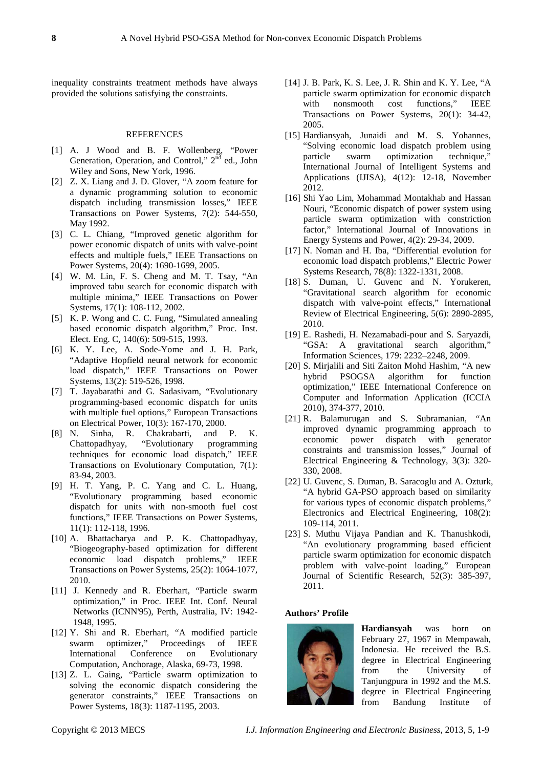inequality constraints treatment methods have always provided the solutions satisfying the constraints.

## REFERENCES

[1] A. J Wood and B. F. Wollenberg, "Power Generation, Operation, and Control," 2nd ed., John Wiley and Sons, New York, 1996.

[2] Z. X. Liang and J. D. Glover, "A zoom feature for a dynamic programming solution to economic dispatch including transmission losses," IEEE Transactions on Power Systems, 7(2): 544-550, May 1992.

[3] C. L. Chiang, "Improved genetic algorithm for power economic dispatch of units with valve-point effects and multiple fuels," IEEE Transactions on Power Systems, 20(4): 1690-1699, 2005.

[4] W. M. Lin, F. S. Cheng and M. T. Tsay, "An improved tabu search for economic dispatch with multiple minima," IEEE Transactions on Power Systems, 17(1): 108-112, 2002.

[5] K. P. Wong and C. C. Fung, "Simulated annealing based economic dispatch algorithm," Proc. Inst. Elect. Eng. C, 140(6): 509-515, 1993.

[6] K. Y. Lee, A. Sode-Yome and J. H. Park, "Adaptive Hopfield neural network for economic load dispatch," IEEE Transactions on Power Systems, 13(2): 519-526, 1998.

[7] T. Jayabarathi and G. Sadasivam, "Evolutionary programming-based economic dispatch for units with multiple fuel options," European Transactions on Electrical Power, 10(3): 167-170, 2000.

[8] N. Sinha, R. Chakrabarti, and P. K. Chattopadhyay, "Evolutionary programming techniques for economic load dispatch," IEEE Transactions on Evolutionary Computation, 7(1): 83-94, 2003.

[9] H. T. Yang, P. C. Yang and C. L. Huang, "Evolutionary programming based economic dispatch for units with non-smooth fuel cost functions," IEEE Transactions on Power Systems, 11(1): 112-118, 1996.

[10] A. Bhattacharya and P. K. Chattopadhyay, "Biogeography-based optimization for different economic load dispatch problems," IEEE Transactions on Power Systems, 25(2): 1064-1077, 2010.

[11] J. Kennedy and R. Eberhart, "Particle swarm optimization," in Proc. IEEE Int. Conf. Neural Networks (ICNN'95), Perth, Australia, IV: 1942-1948, 1995.

[12] Y. Shi and R. Eberhart, "A modified particle swarm optimizer," Proceedings of IEEE International Conference on Evolutionary Computation, Anchorage, Alaska, 69-73, 1998.

[13] Z. L. Gaing, "Particle swarm optimization to solving the economic dispatch considering the generator constraints," IEEE Transactions on Power Systems, 18(3): 1187-1195, 2003.

[14] J. B. Park, K. S. Lee, J. R. Shin and K. Y. Lee, "A particle swarm optimization for economic dispatch with nonsmooth cost functions," IEEE Transactions on Power Systems, 20(1): 34-42, 2005.

[15] Hardiansyah, Junaidi and M. S. Yohannes, "Solving economic load dispatch problem using particle swarm optimization technique," International Journal of Intelligent Systems and Applications (IJISA), 4(12): 12-18, November 2012.

[16] Shi Yao Lim, Mohammad Montakhab and Hassan Nouri, "Economic dispatch of power system using particle swarm optimization with constriction factor," International Journal of Innovations in Energy Systems and Power, 4(2): 29-34, 2009.

[17] N. Noman and H. Iba, "Differential evolution for economic load dispatch problems," Electric Power Systems Research, 78(8): 1322-1331, 2008.

[18] S. Duman, U. Guvenc and N. Yorukeren, "Gravitational search algorithm for economic dispatch with valve-point effects," International Review of Electrical Engineering, 5(6): 2890-2895, 2010.

[19] E. Rashedi, H. Nezamabadi-pour and S. Saryazdi, "GSA: A gravitational search algorithm," Information Sciences, 179: 2232–2248, 2009.

[20] S. Mirjalili and Siti Zaiton Mohd Hashim, "A new hybrid PSOGSA algorithm for function optimization," IEEE International Conference on Computer and Information Application (ICCIA 2010), 374-377, 2010.

[21] R. Balamurugan and S. Subramanian, "An improved dynamic programming approach to economic power dispatch with generator constraints and transmission losses," Journal of Electrical Engineering & Technology, 3(3): 320-330, 2008.

[22] U. Guvenc, S. Duman, B. Saracoglu and A. Ozturk, "A hybrid GA-PSO approach based on similarity for various types of economic dispatch problems," Electronics and Electrical Engineering, 108(2): 109-114, 2011.

[23] S. Muthu Vijaya Pandian and K. Thanushkodi, "An evolutionary programming based efficient particle swarm optimization for economic dispatch problem with valve-point loading," European Journal of Scientific Research, 52(3): 385-397, 2011.

### Authors' Profile

**Hardiansyah** was born on February 27, 1967 in Mempawah, Indonesia. He received the B.S. degree in Electrical Engineering from the University of Tanjungpura in 1992 and the M.S. degree in Electrical Engineering from Bandung Institute of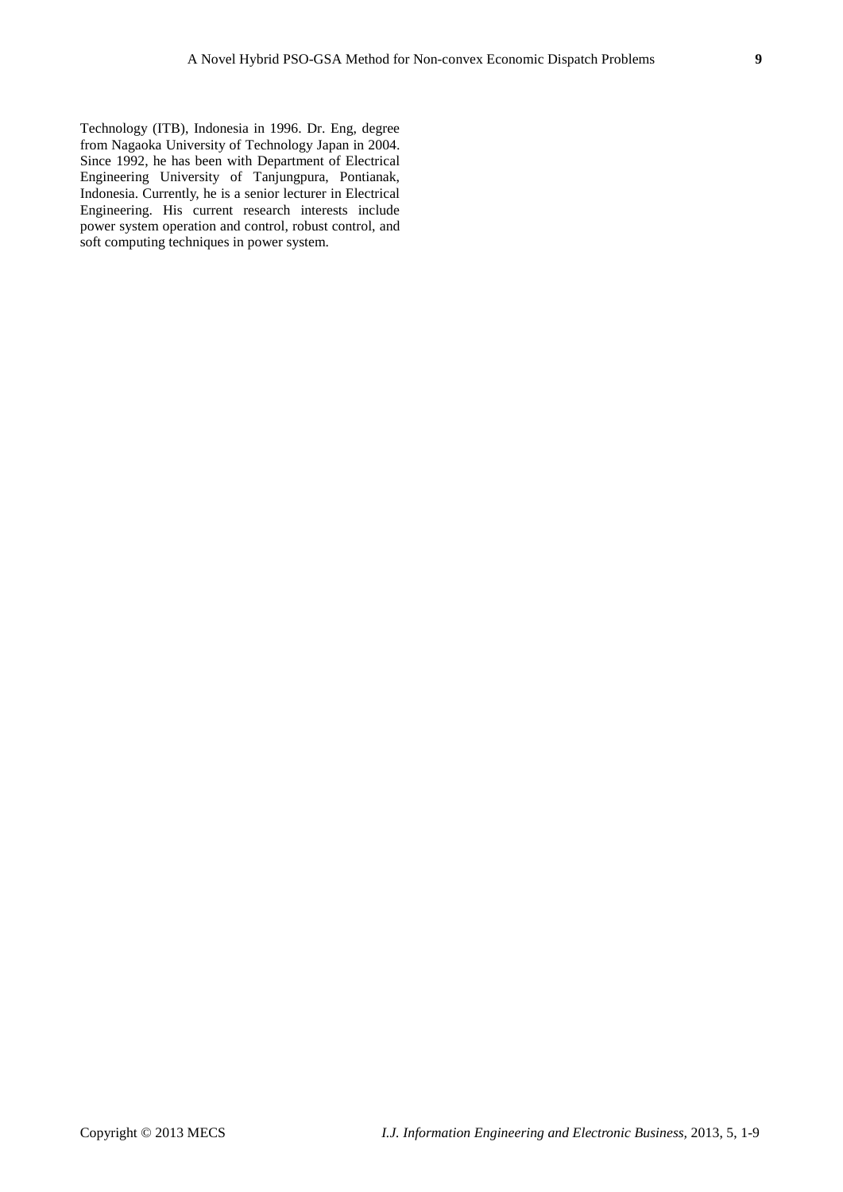Technology (ITB), Indonesia in 1996. Dr. Eng, degree from Nagaoka University of Technology Japan in 2004. Since 1992, he has been with Department of Electrical Engineering University of Tanjungpura, Pontianak, Indonesia. Currently, he is a senior lecturer in Electrical Engineering. His current research interests include power system operation and control, robust control, and soft computing techniques in power system.